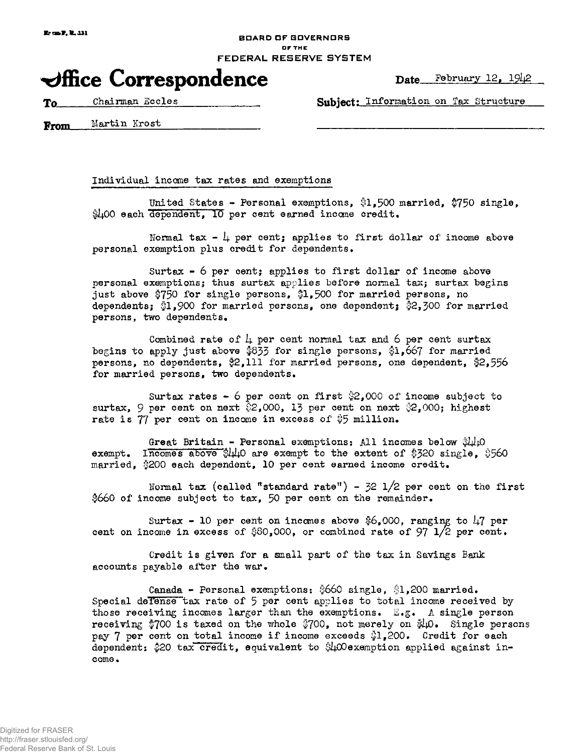BOARD OF GOVERNORS
OF THE
FEDERAL RESERVE SYSTEM

# Office Correspondence

Date February 12, 1942

To Chairman Eccles

Subject: Information on Tax Structure

From Martin Krost

Individual income tax rates and exemptions

United States - Personal exemptions, $1,500 married, $750 single, $400 each dependent, 10 per cent earned income credit.

Normal tax - 4 per cent; applies to first dollar of income above personal exemption plus credit for dependents.

Surtax - 6 per cent; applies to first dollar of income above personal exemptions; thus surtax applies before normal tax; surtax begins just above $750 for single persons, $1,500 for married persons, no dependents; $1,900 for married persons, one dependent; $2,300 for married persons, two dependents.

Combined rate of 4 per cent normal tax and 6 per cent surtax begins to apply just above $833 for single persons, $1,667 for married persons, no dependents, $2,111 for married persons, one dependent, $2,556 for married persons, two dependents.

Surtax rates - 6 per cent on first $2,000 of income subject to surtax, 9 per cent on next $2,000, 13 per cent on next $2,000; highest rate is 77 per cent on income in excess of $5 million.

Great Britain - Personal exemptions: All incomes below $440 exempt. Incomes above $440 are exempt to the extent of $320 single, $560 married, $200 each dependent, 10 per cent earned income credit.

Normal tax (called "standard rate") - 32 1/2 per cent on the first $660 of income subject to tax, 50 per cent on the remainder.

Surtax - 10 per cent on incomes above $6,000, ranging to 47 per cent on income in excess of $80,000, or combined rate of 97 1/2 per cent.

Credit is given for a small part of the tax in Savings Bank accounts payable after the war.

Canada - Personal exemptions: $660 single, $1,200 married. Special defense tax rate of 5 per cent applies to total income received by those receiving incomes larger than the exemptions. E.g. A single person receiving $700 is taxed on the whole $700, not merely on $40. Single persons pay 7 per cent on total income if income exceeds $1,200. Credit for each dependent: $20 tax credit, equivalent to $400 exemption applied against income.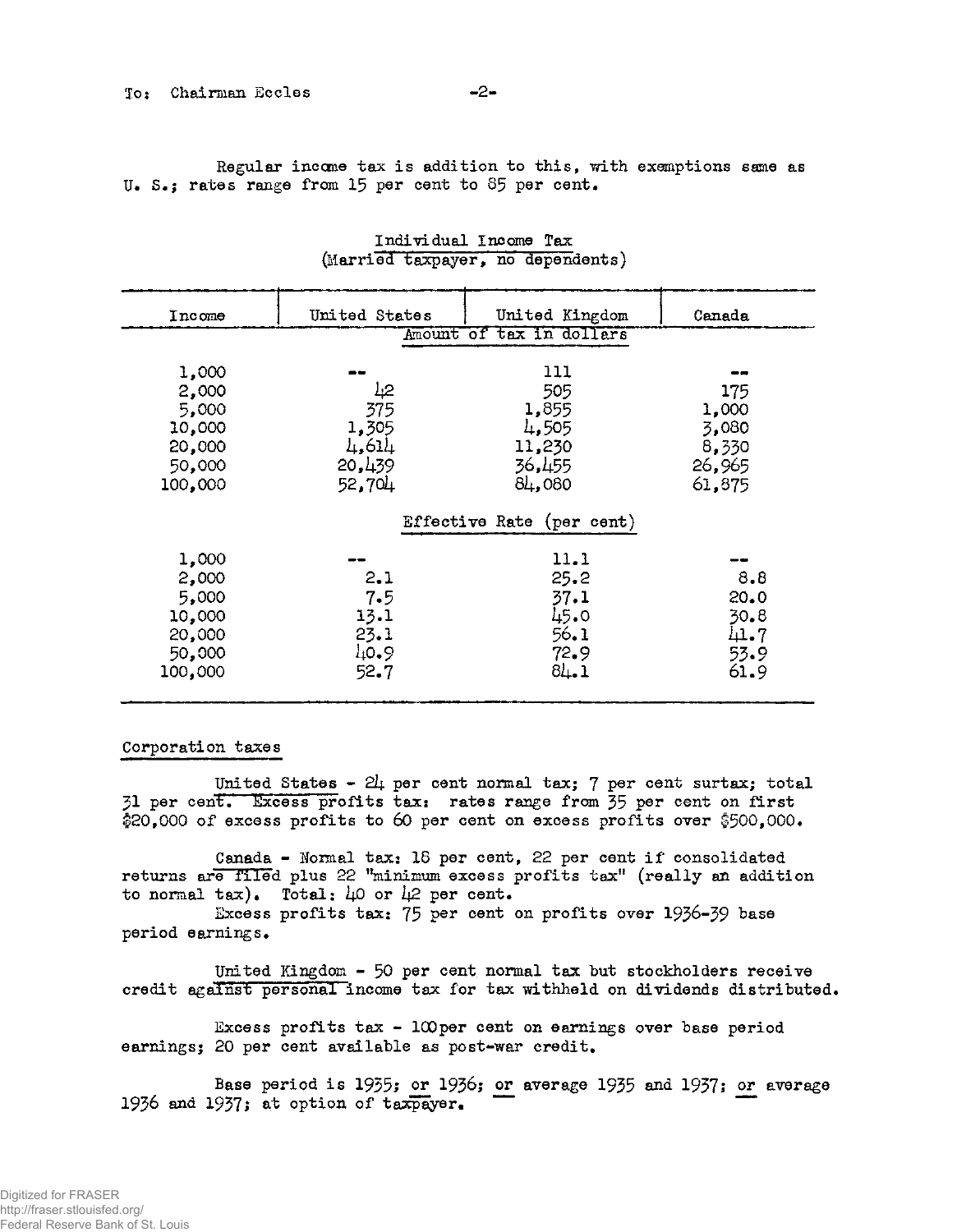To: Chairman Eccles

Regular income tax is addition to this, with exemptions same as U. S.; rates range from 15 per cent to 85 per cent.

Individual Income Tax
(Married taxpayer, no dependents)

| Income | United States | United Kingdom | Canada |
|---|---|---|---|
| | Amount of tax in dollars | | |
| 1,000 | -- | 111 | -- |
| 2,000 | 42 | 505 | 175 |
| 5,000 | 375 | 1,855 | 1,000 |
| 10,000 | 1,305 | 4,505 | 3,080 |
| 20,000 | 4,614 | 11,230 | 8,330 |
| 50,000 | 20,439 | 36,455 | 26,965 |
| 100,000 | 52,704 | 84,080 | 61,875 |
| | Effective Rate (per cent) | | |
| 1,000 | -- | 11.1 | -- |
| 2,000 | 2.1 | 25.2 | 8.8 |
| 5,000 | 7.5 | 37.1 | 20.0 |
| 10,000 | 13.1 | 45.0 | 30.8 |
| 20,000 | 23.1 | 56.1 | 41.7 |
| 50,000 | 40.9 | 72.9 | 53.9 |
| 100,000 | 52.7 | 84.1 | 61.9 |

Corporation taxes

United States - 24 per cent normal tax; 7 per cent surtax; total 31 per cent. Excess profits tax: rates range from 35 per cent on first $20,000 of excess profits to 60 per cent on excess profits over $500,000.

Canada - Normal tax: 18 per cent, 22 per cent if consolidated returns are filed plus 22 "minimum excess profits tax" (really an addition to normal tax). Total: 40 or 42 per cent.
Excess profits tax: 75 per cent on profits over 1936-39 base period earnings.

United Kingdom - 50 per cent normal tax but stockholders receive credit against personal income tax for tax withheld on dividends distributed.

Excess profits tax - 100per cent on earnings over base period earnings; 20 per cent available as post-war credit.

Base period is 1935; or 1936; or average 1935 and 1937; or average 1936 and 1937; at option of taxpayer.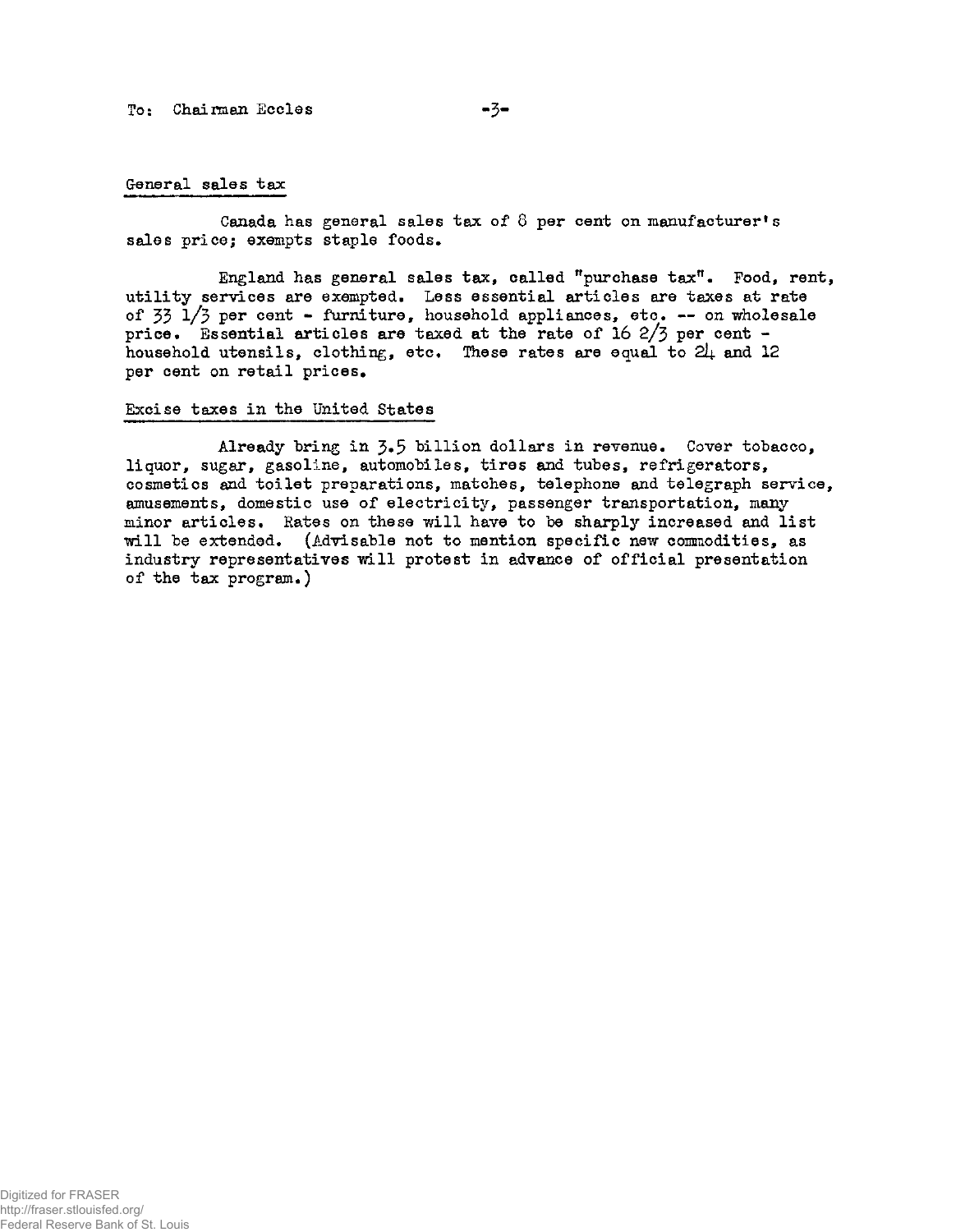To: Chairman Eccles

## General sales tax

Canada has general sales tax of 8 per cent on manufacturer's sales price; exempts staple foods.

England has general sales tax, called "purchase tax". Food, rent, utility services are exempted. Less essential articles are taxes at rate of 33 1/3 per cent - furniture, household appliances, etc. -- on wholesale price. Essential articles are taxed at the rate of 16 2/3 per cent - household utensils, clothing, etc. These rates are equal to 24 and 12 per cent on retail prices.

## Excise taxes in the United States

Already bring in 3.5 billion dollars in revenue. Cover tobacco, liquor, sugar, gasoline, automobiles, tires and tubes, refrigerators, cosmetics and toilet preparations, matches, telephone and telegraph service, amusements, domestic use of electricity, passenger transportation, many minor articles. Rates on these will have to be sharply increased and list will be extended. (Advisable not to mention specific new commodities, as industry representatives will protest in advance of official presentation of the tax program.)